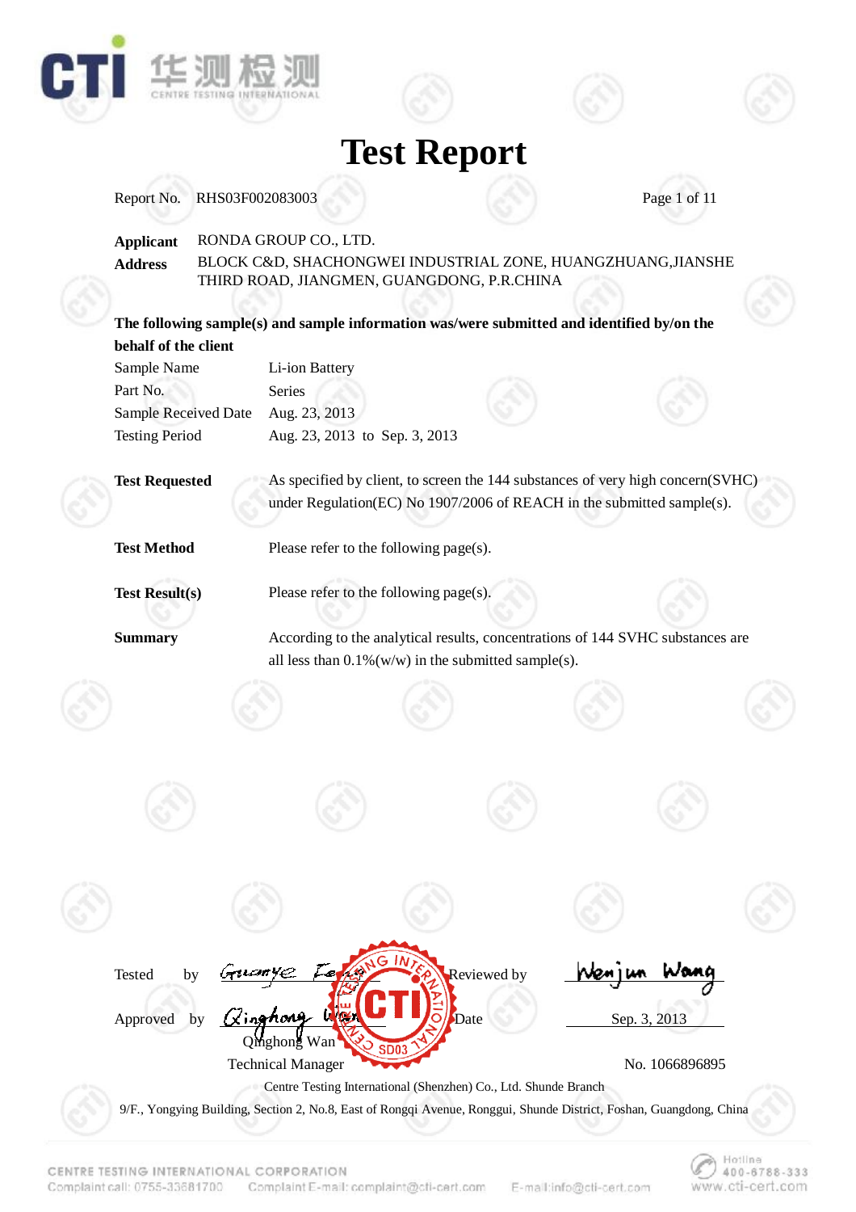# Test Report

Report No. RHS03F002083003

**Applicant** RONDA GROUP CO., LTD.

**Address** BLOCK C&D, SHACHONGWEI INDUSTRIAL ZONE, HUANGZHUANG,JIANSHE THIRD ROAD, JIANGMEN, GUANGDONG, P.R.CHINA

**The following sample(s) and sample information was/were submitted and identified by/on the behalf of the client**

| | |
|---|---|
| Sample Name | Li-ion Battery |
| Part No. | Series |
| Sample Received Date | Aug. 23, 2013 |
| Testing Period | Aug. 23, 2013 to Sep. 3, 2013 |

**Test Requested** As specified by client, to screen the 144 substances of very high concern(SVHC) under Regulation(EC) No 1907/2006 of REACH in the submitted sample(s).

**Test Method** Please refer to the following page(s).

**Test Result(s)** Please refer to the following page(s).

**Summary** According to the analytical results, concentrations of 144 SVHC substances are all less than 0.1%(w/w) in the submitted sample(s).

Tested by Guanye Feng

Reviewed by Wenjun Wang

Approved by Qinghong Wan

Date Sep. 3, 2013

Qinghong Wan
Technical Manager

No. 1066896895

Centre Testing International (Shenzhen) Co., Ltd. Shunde Branch

9/F., Yongying Building, Section 2, No.8, East of Rongqi Avenue, Ronggui, Shunde District, Foshan, Guangdong, China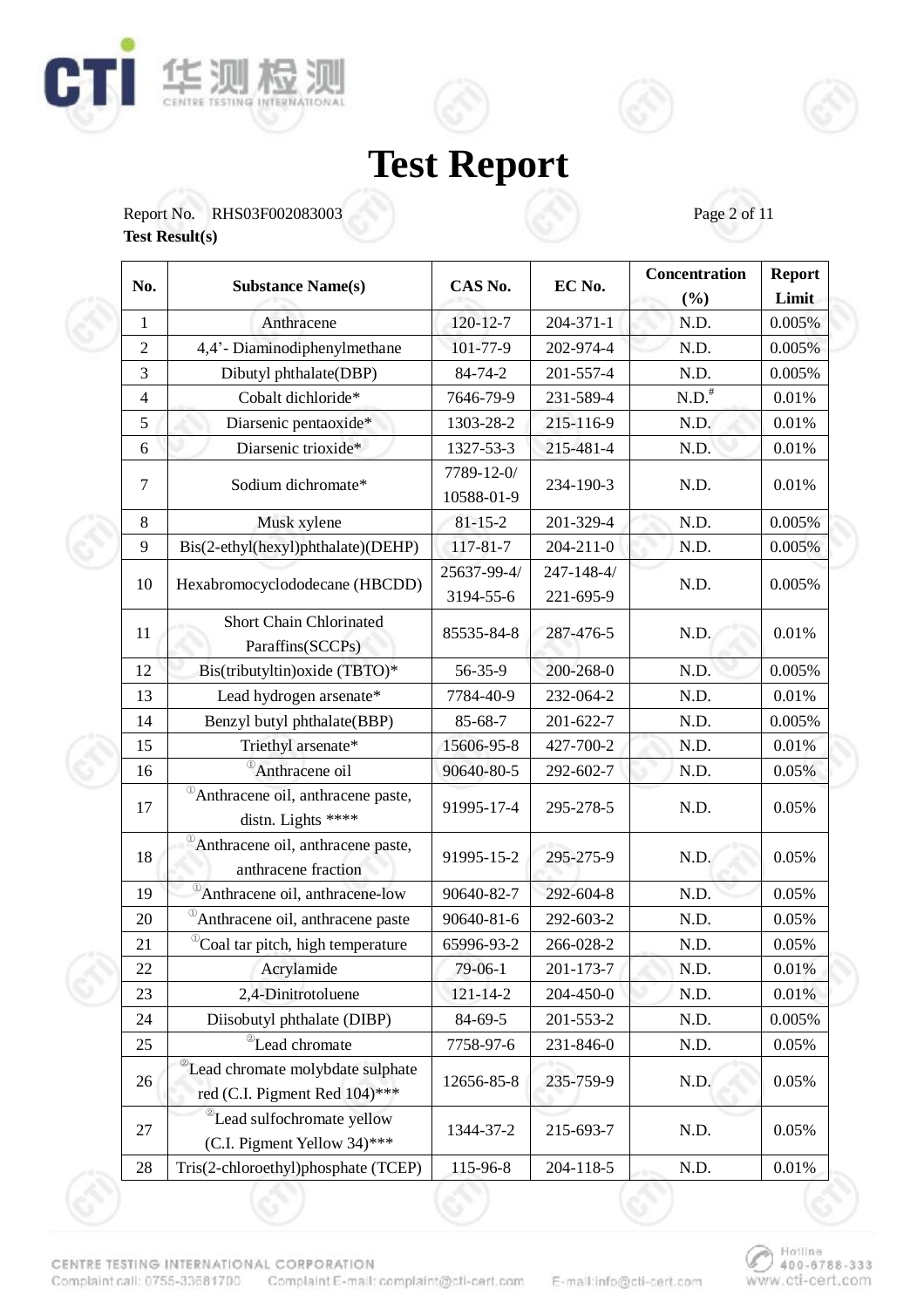# Test Report

Report No. RHS03F002083003

**Test Result(s)**

| No. | Substance Name(s) | CAS No. | EC No. | Concentration (%) | Report Limit |
|---|---|---|---|---|---|
| 1 | Anthracene | 120-12-7 | 204-371-1 | N.D. | 0.005% |
| 2 | 4,4'- Diaminodiphenylmethane | 101-77-9 | 202-974-4 | N.D. | 0.005% |
| 3 | Dibutyl phthalate(DBP) | 84-74-2 | 201-557-4 | N.D. | 0.005% |
| 4 | Cobalt dichloride* | 7646-79-9 | 231-589-4 | N.D.# | 0.01% |
| 5 | Diarsenic pentaoxide* | 1303-28-2 | 215-116-9 | N.D. | 0.01% |
| 6 | Diarsenic trioxide* | 1327-53-3 | 215-481-4 | N.D. | 0.01% |
| 7 | Sodium dichromate* | 7789-12-0/ 10588-01-9 | 234-190-3 | N.D. | 0.01% |
| 8 | Musk xylene | 81-15-2 | 201-329-4 | N.D. | 0.005% |
| 9 | Bis(2-ethyl(hexyl)phthalate)(DEHP) | 117-81-7 | 204-211-0 | N.D. | 0.005% |
| 10 | Hexabromocyclododecane (HBCDD) | 25637-99-4/ 3194-55-6 | 247-148-4/ 221-695-9 | N.D. | 0.005% |
| 11 | Short Chain Chlorinated Paraffins(SCCPs) | 85535-84-8 | 287-476-5 | N.D. | 0.01% |
| 12 | Bis(tributyltin)oxide (TBTO)* | 56-35-9 | 200-268-0 | N.D. | 0.005% |
| 13 | Lead hydrogen arsenate* | 7784-40-9 | 232-064-2 | N.D. | 0.01% |
| 14 | Benzyl butyl phthalate(BBP) | 85-68-7 | 201-622-7 | N.D. | 0.005% |
| 15 | Triethyl arsenate* | 15606-95-8 | 427-700-2 | N.D. | 0.01% |
| 16 | ①Anthracene oil | 90640-80-5 | 292-602-7 | N.D. | 0.05% |
| 17 | ①Anthracene oil, anthracene paste, distn. Lights **** | 91995-17-4 | 295-278-5 | N.D. | 0.05% |
| 18 | ①Anthracene oil, anthracene paste, anthracene fraction | 91995-15-2 | 295-275-9 | N.D. | 0.05% |
| 19 | ①Anthracene oil, anthracene-low | 90640-82-7 | 292-604-8 | N.D. | 0.05% |
| 20 | ①Anthracene oil, anthracene paste | 90640-81-6 | 292-603-2 | N.D. | 0.05% |
| 21 | ①Coal tar pitch, high temperature | 65996-93-2 | 266-028-2 | N.D. | 0.05% |
| 22 | Acrylamide | 79-06-1 | 201-173-7 | N.D. | 0.01% |
| 23 | 2,4-Dinitrotoluene | 121-14-2 | 204-450-0 | N.D. | 0.01% |
| 24 | Diisobutyl phthalate (DIBP) | 84-69-5 | 201-553-2 | N.D. | 0.005% |
| 25 | ②Lead chromate | 7758-97-6 | 231-846-0 | N.D. | 0.05% |
| 26 | ②Lead chromate molybdate sulphate red (C.I. Pigment Red 104)*** | 12656-85-8 | 235-759-9 | N.D. | 0.05% |
| 27 | ②Lead sulfochromate yellow (C.I. Pigment Yellow 34)*** | 1344-37-2 | 215-693-7 | N.D. | 0.05% |
| 28 | Tris(2-chloroethyl)phosphate (TCEP) | 115-96-8 | 204-118-5 | N.D. | 0.01% |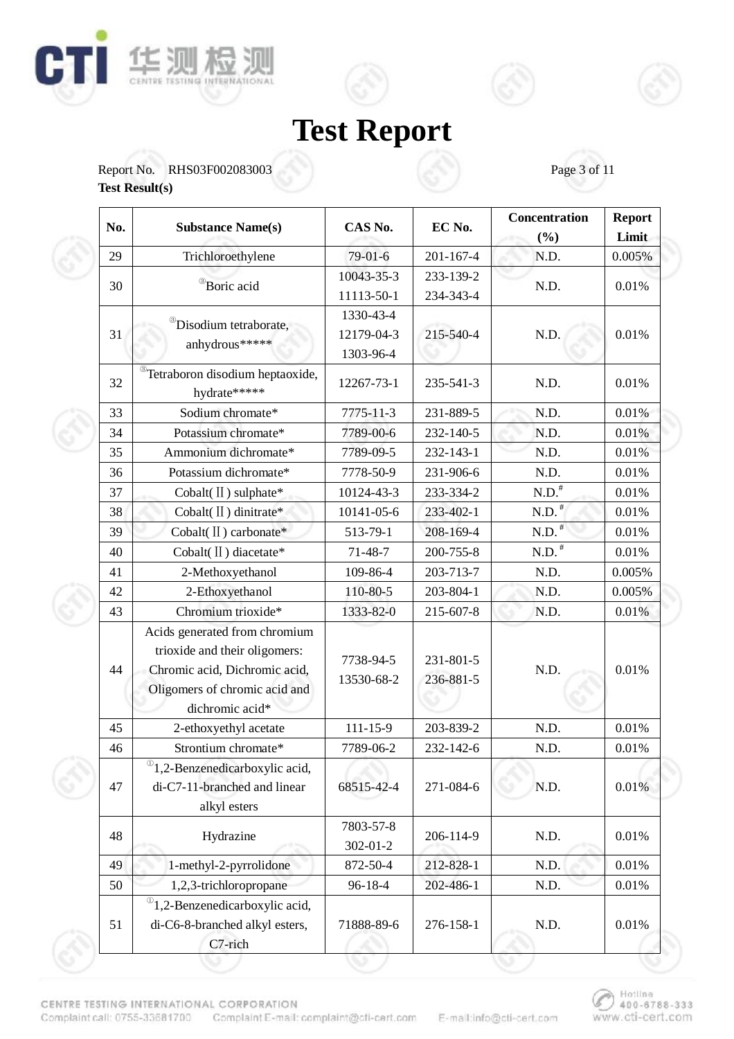# Test Report

Report No. RHS03F002083003

**Test Result(s)**

| No. | Substance Name(s) | CAS No. | EC No. | Concentration (%) | Report Limit |
|---|---|---|---|---|---|
| 29 | Trichloroethylene | 79-01-6 | 201-167-4 | N.D. | 0.005% |
| 30 | ③Boric acid | 10043-35-3 11113-50-1 | 233-139-2 234-343-4 | N.D. | 0.01% |
| 31 | ③Disodium tetraborate, anhydrous***** | 1330-43-4 12179-04-3 1303-96-4 | 215-540-4 | N.D. | 0.01% |
| 32 | ③Tetraboron disodium heptaoxide, hydrate***** | 12267-73-1 | 235-541-3 | N.D. | 0.01% |
| 33 | Sodium chromate* | 7775-11-3 | 231-889-5 | N.D. | 0.01% |
| 34 | Potassium chromate* | 7789-00-6 | 232-140-5 | N.D. | 0.01% |
| 35 | Ammonium dichromate* | 7789-09-5 | 232-143-1 | N.D. | 0.01% |
| 36 | Potassium dichromate* | 7778-50-9 | 231-906-6 | N.D. | 0.01% |
| 37 | Cobalt(Ⅱ) sulphate* | 10124-43-3 | 233-334-2 | N.D.# | 0.01% |
| 38 | Cobalt(Ⅱ) dinitrate* | 10141-05-6 | 233-402-1 | N.D.# | 0.01% |
| 39 | Cobalt(Ⅱ) carbonate* | 513-79-1 | 208-169-4 | N.D.# | 0.01% |
| 40 | Cobalt(Ⅱ) diacetate* | 71-48-7 | 200-755-8 | N.D.# | 0.01% |
| 41 | 2-Methoxyethanol | 109-86-4 | 203-713-7 | N.D. | 0.005% |
| 42 | 2-Ethoxyethanol | 110-80-5 | 203-804-1 | N.D. | 0.005% |
| 43 | Chromium trioxide* | 1333-82-0 | 215-607-8 | N.D. | 0.01% |
| 44 | Acids generated from chromium trioxide and their oligomers: Chromic acid, Dichromic acid, Oligomers of chromic acid and dichromic acid* | 7738-94-5 13530-68-2 | 231-801-5 236-881-5 | N.D. | 0.01% |
| 45 | 2-ethoxyethyl acetate | 111-15-9 | 203-839-2 | N.D. | 0.01% |
| 46 | Strontium chromate* | 7789-06-2 | 232-142-6 | N.D. | 0.01% |
| 47 | ①1,2-Benzenedicarboxylic acid, di-C7-11-branched and linear alkyl esters | 68515-42-4 | 271-084-6 | N.D. | 0.01% |
| 48 | Hydrazine | 7803-57-8 302-01-2 | 206-114-9 | N.D. | 0.01% |
| 49 | 1-methyl-2-pyrrolidone | 872-50-4 | 212-828-1 | N.D. | 0.01% |
| 50 | 1,2,3-trichloropropane | 96-18-4 | 202-486-1 | N.D. | 0.01% |
| 51 | ①1,2-Benzenedicarboxylic acid, di-C6-8-branched alkyl esters, C7-rich | 71888-89-6 | 276-158-1 | N.D. | 0.01% |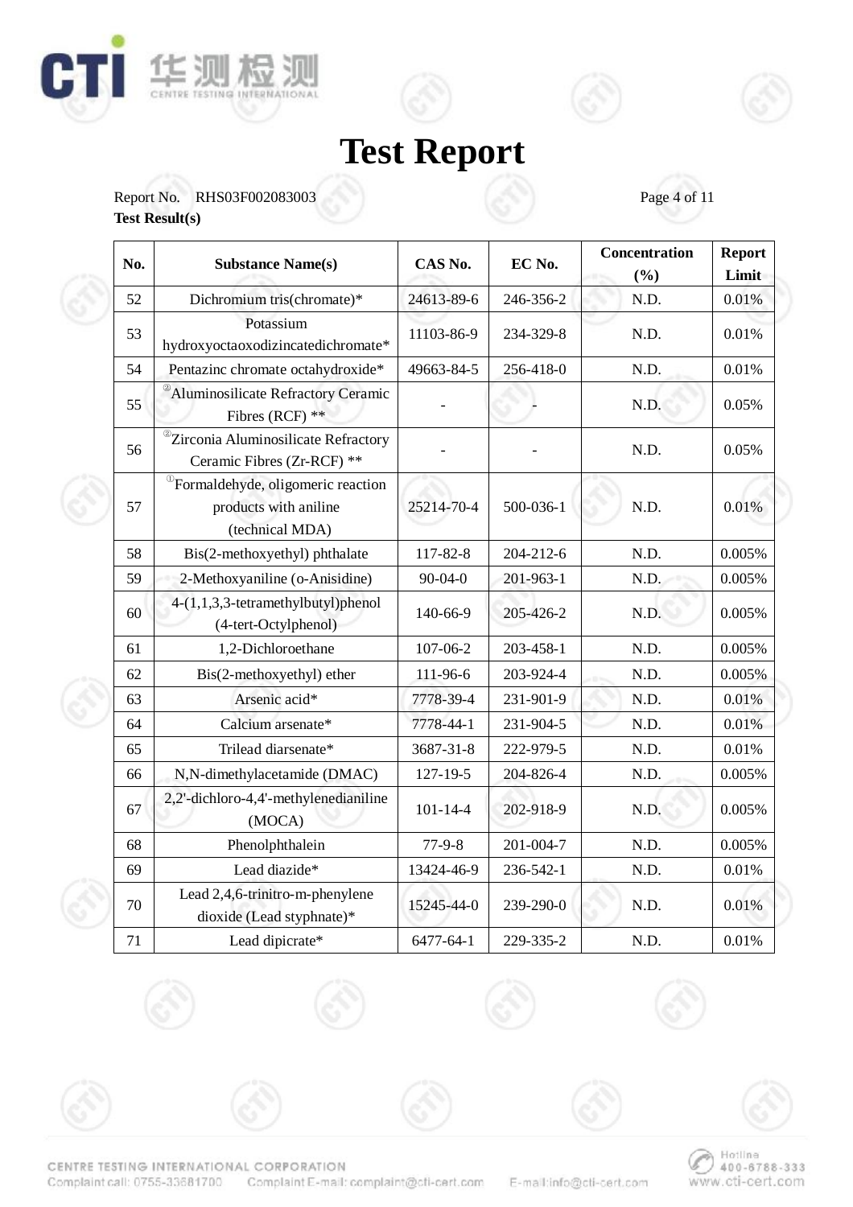# Test Report

Report No. RHS03F002083003

**Test Result(s)**

| No. | Substance Name(s) | CAS No. | EC No. | Concentration (%) | Report Limit |
|---|---|---|---|---|---|
| 52 | Dichromium tris(chromate)* | 24613-89-6 | 246-356-2 | N.D. | 0.01% |
| 53 | Potassium hydroxyoctaoxodizincatedichromate* | 11103-86-9 | 234-329-8 | N.D. | 0.01% |
| 54 | Pentazinc chromate octahydroxide* | 49663-84-5 | 256-418-0 | N.D. | 0.01% |
| 55 | ②Aluminosilicate Refractory Ceramic Fibres (RCF) ** | - | - | N.D. | 0.05% |
| 56 | ②Zirconia Aluminosilicate Refractory Ceramic Fibres (Zr-RCF) ** | - | - | N.D. | 0.05% |
| 57 | ①Formaldehyde, oligomeric reaction products with aniline (technical MDA) | 25214-70-4 | 500-036-1 | N.D. | 0.01% |
| 58 | Bis(2-methoxyethyl) phthalate | 117-82-8 | 204-212-6 | N.D. | 0.005% |
| 59 | 2-Methoxyaniline (o-Anisidine) | 90-04-0 | 201-963-1 | N.D. | 0.005% |
| 60 | 4-(1,1,3,3-tetramethylbutyl)phenol (4-tert-Octylphenol) | 140-66-9 | 205-426-2 | N.D. | 0.005% |
| 61 | 1,2-Dichloroethane | 107-06-2 | 203-458-1 | N.D. | 0.005% |
| 62 | Bis(2-methoxyethyl) ether | 111-96-6 | 203-924-4 | N.D. | 0.005% |
| 63 | Arsenic acid* | 7778-39-4 | 231-901-9 | N.D. | 0.01% |
| 64 | Calcium arsenate* | 7778-44-1 | 231-904-5 | N.D. | 0.01% |
| 65 | Trilead diarsenate* | 3687-31-8 | 222-979-5 | N.D. | 0.01% |
| 66 | N,N-dimethylacetamide (DMAC) | 127-19-5 | 204-826-4 | N.D. | 0.005% |
| 67 | 2,2'-dichloro-4,4'-methylenedianiline (MOCA) | 101-14-4 | 202-918-9 | N.D. | 0.005% |
| 68 | Phenolphthalein | 77-9-8 | 201-004-7 | N.D. | 0.005% |
| 69 | Lead diazide* | 13424-46-9 | 236-542-1 | N.D. | 0.01% |
| 70 | Lead 2,4,6-trinitro-m-phenylene dioxide (Lead styphnate)* | 15245-44-0 | 239-290-0 | N.D. | 0.01% |
| 71 | Lead dipicrate* | 6477-64-1 | 229-335-2 | N.D. | 0.01% |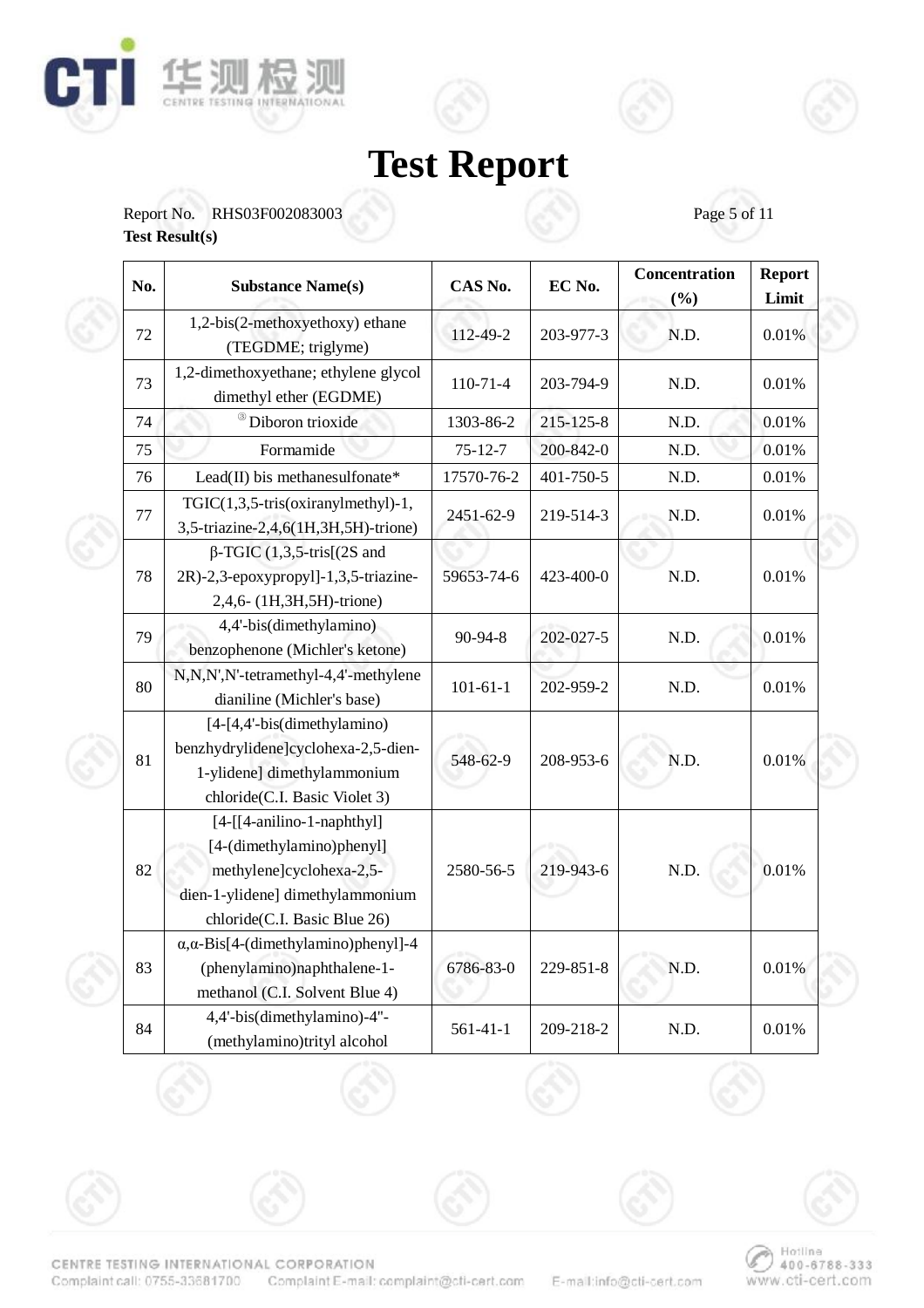# Test Report

Report No. RHS03F002083003

**Test Result(s)**

| No. | Substance Name(s) | CAS No. | EC No. | Concentration (%) | Report Limit |
|---|---|---|---|---|---|
| 72 | 1,2-bis(2-methoxyethoxy) ethane (TEGDME; triglyme) | 112-49-2 | 203-977-3 | N.D. | 0.01% |
| 73 | 1,2-dimethoxyethane; ethylene glycol dimethyl ether (EGDME) | 110-71-4 | 203-794-9 | N.D. | 0.01% |
| 74 | [③] Diboron trioxide | 1303-86-2 | 215-125-8 | N.D. | 0.01% |
| 75 | Formamide | 75-12-7 | 200-842-0 | N.D. | 0.01% |
| 76 | Lead(II) bis methanesulfonate* | 17570-76-2 | 401-750-5 | N.D. | 0.01% |
| 77 | TGIC(1,3,5-tris(oxiranylmethyl)-1, 3,5-triazine-2,4,6(1H,3H,5H)-trione) | 2451-62-9 | 219-514-3 | N.D. | 0.01% |
| 78 | β-TGIC (1,3,5-tris[(2S and 2R)-2,3-epoxypropyl]-1,3,5-triazine-2,4,6- (1H,3H,5H)-trione) | 59653-74-6 | 423-400-0 | N.D. | 0.01% |
| 79 | 4,4'-bis(dimethylamino) benzophenone (Michler's ketone) | 90-94-8 | 202-027-5 | N.D. | 0.01% |
| 80 | N,N,N',N'-tetramethyl-4,4'-methylene dianiline (Michler's base) | 101-61-1 | 202-959-2 | N.D. | 0.01% |
| 81 | [4-[4,4'-bis(dimethylamino) benzhydrylidene]cyclohexa-2,5-dien-1-ylidene] dimethylammonium chloride(C.I. Basic Violet 3) | 548-62-9 | 208-953-6 | N.D. | 0.01% |
| 82 | [4-[[4-anilino-1-naphthyl] [4-(dimethylamino)phenyl] methylene]cyclohexa-2,5-dien-1-ylidene] dimethylammonium chloride(C.I. Basic Blue 26) | 2580-56-5 | 219-943-6 | N.D. | 0.01% |
| 83 | α,α-Bis[4-(dimethylamino)phenyl]-4 (phenylamino)naphthalene-1-methanol (C.I. Solvent Blue 4) | 6786-83-0 | 229-851-8 | N.D. | 0.01% |
| 84 | 4,4'-bis(dimethylamino)-4''-(methylamino)trityl alcohol | 561-41-1 | 209-218-2 | N.D. | 0.01% |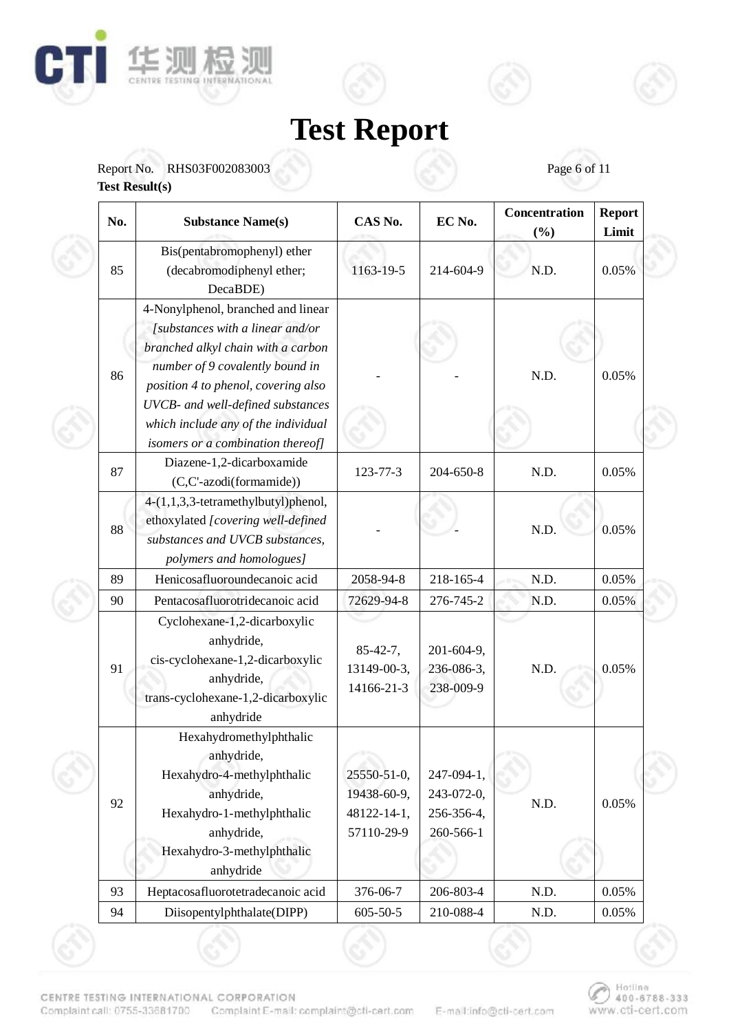# Test Report

Report No. RHS03F002083003

**Test Result(s)**

| No. | Substance Name(s) | CAS No. | EC No. | Concentration (%) | Report Limit |
|---|---|---|---|---|---|
| 85 | Bis(pentabromophenyl) ether (decabromodiphenyl ether; DecaBDE) | 1163-19-5 | 214-604-9 | N.D. | 0.05% |
| 86 | 4-Nonylphenol, branched and linear *[substances with a linear and/or branched alkyl chain with a carbon number of 9 covalently bound in position 4 to phenol, covering also UVCB- and well-defined substances which include any of the individual isomers or a combination thereof]* | - | - | N.D. | 0.05% |
| 87 | Diazene-1,2-dicarboxamide (C,C'-azodi(formamide)) | 123-77-3 | 204-650-8 | N.D. | 0.05% |
| 88 | 4-(1,1,3,3-tetramethylbutyl)phenol, ethoxylated *[covering well-defined substances and UVCB substances, polymers and homologues]* | - | - | N.D. | 0.05% |
| 89 | Henicosafluoroundecanoic acid | 2058-94-8 | 218-165-4 | N.D. | 0.05% |
| 90 | Pentacosafluorotridecanoic acid | 72629-94-8 | 276-745-2 | N.D. | 0.05% |
| 91 | Cyclohexane-1,2-dicarboxylic anhydride, cis-cyclohexane-1,2-dicarboxylic anhydride, trans-cyclohexane-1,2-dicarboxylic anhydride | 85-42-7, 13149-00-3, 14166-21-3 | 201-604-9, 236-086-3, 238-009-9 | N.D. | 0.05% |
| 92 | Hexahydromethylphthalic anhydride, Hexahydro-4-methylphthalic anhydride, Hexahydro-1-methylphthalic anhydride, Hexahydro-3-methylphthalic anhydride | 25550-51-0, 19438-60-9, 48122-14-1, 57110-29-9 | 247-094-1, 243-072-0, 256-356-4, 260-566-1 | N.D. | 0.05% |
| 93 | Heptacosafluorotetradecanoic acid | 376-06-7 | 206-803-4 | N.D. | 0.05% |
| 94 | Diisopentylphthalate(DIPP) | 605-50-5 | 210-088-4 | N.D. | 0.05% |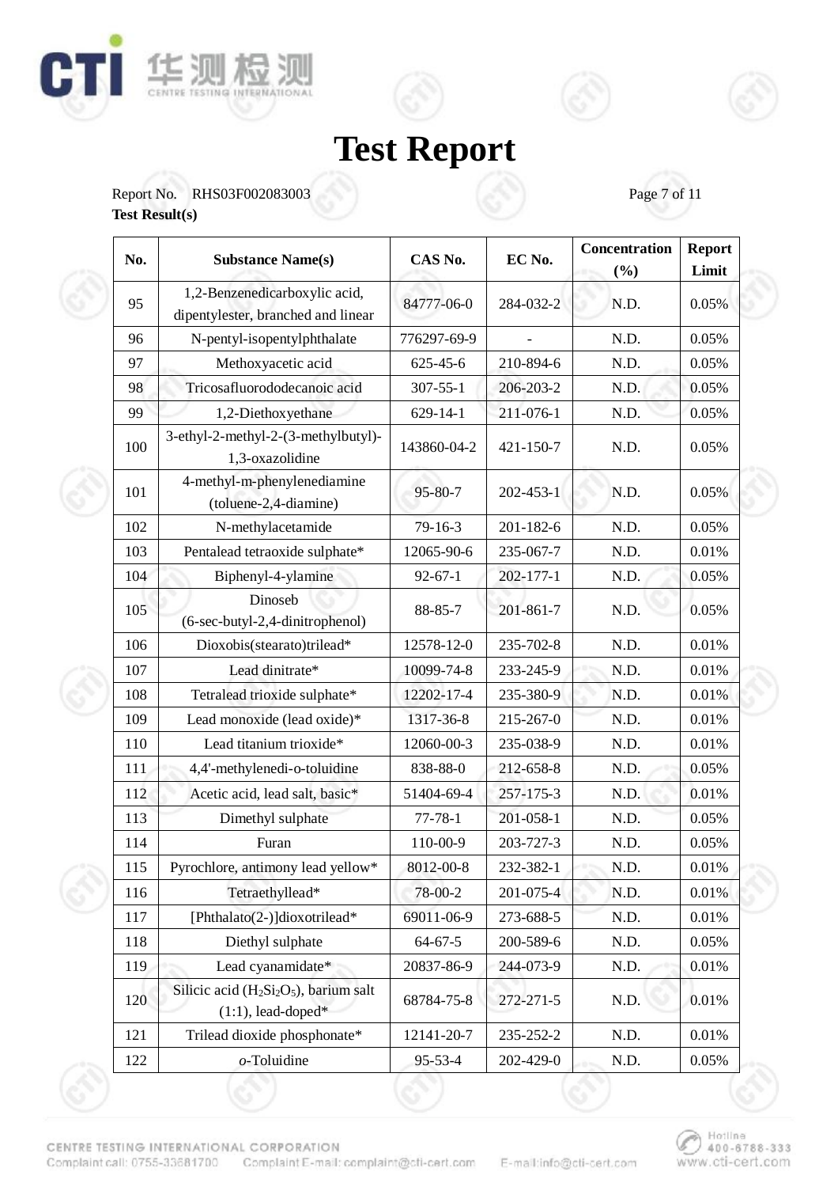# Test Report

Report No. RHS03F002083003

**Test Result(s)**

| No. | Substance Name(s) | CAS No. | EC No. | Concentration (%) | Report Limit |
|---|---|---|---|---|---|
| 95 | 1,2-Benzenedicarboxylic acid, dipentylester, branched and linear | 84777-06-0 | 284-032-2 | N.D. | 0.05% |
| 96 | N-pentyl-isopentylphthalate | 776297-69-9 | - | N.D. | 0.05% |
| 97 | Methoxyacetic acid | 625-45-6 | 210-894-6 | N.D. | 0.05% |
| 98 | Tricosafluorododecanoic acid | 307-55-1 | 206-203-2 | N.D. | 0.05% |
| 99 | 1,2-Diethoxyethane | 629-14-1 | 211-076-1 | N.D. | 0.05% |
| 100 | 3-ethyl-2-methyl-2-(3-methylbutyl)-1,3-oxazolidine | 143860-04-2 | 421-150-7 | N.D. | 0.05% |
| 101 | 4-methyl-m-phenylenediamine (toluene-2,4-diamine) | 95-80-7 | 202-453-1 | N.D. | 0.05% |
| 102 | N-methylacetamide | 79-16-3 | 201-182-6 | N.D. | 0.05% |
| 103 | Pentalead tetraoxide sulphate* | 12065-90-6 | 235-067-7 | N.D. | 0.01% |
| 104 | Biphenyl-4-ylamine | 92-67-1 | 202-177-1 | N.D. | 0.05% |
| 105 | Dinoseb (6-sec-butyl-2,4-dinitrophenol) | 88-85-7 | 201-861-7 | N.D. | 0.05% |
| 106 | Dioxobis(stearato)trilead* | 12578-12-0 | 235-702-8 | N.D. | 0.01% |
| 107 | Lead dinitrate* | 10099-74-8 | 233-245-9 | N.D. | 0.01% |
| 108 | Tetralead trioxide sulphate* | 12202-17-4 | 235-380-9 | N.D. | 0.01% |
| 109 | Lead monoxide (lead oxide)* | 1317-36-8 | 215-267-0 | N.D. | 0.01% |
| 110 | Lead titanium trioxide* | 12060-00-3 | 235-038-9 | N.D. | 0.01% |
| 111 | 4,4'-methylenedi-o-toluidine | 838-88-0 | 212-658-8 | N.D. | 0.05% |
| 112 | Acetic acid, lead salt, basic* | 51404-69-4 | 257-175-3 | N.D. | 0.01% |
| 113 | Dimethyl sulphate | 77-78-1 | 201-058-1 | N.D. | 0.05% |
| 114 | Furan | 110-00-9 | 203-727-3 | N.D. | 0.05% |
| 115 | Pyrochlore, antimony lead yellow* | 8012-00-8 | 232-382-1 | N.D. | 0.01% |
| 116 | Tetraethyllead* | 78-00-2 | 201-075-4 | N.D. | 0.01% |
| 117 | [Phthalato(2-)]dioxotrilead* | 69011-06-9 | 273-688-5 | N.D. | 0.01% |
| 118 | Diethyl sulphate | 64-67-5 | 200-589-6 | N.D. | 0.05% |
| 119 | Lead cyanamidate* | 20837-86-9 | 244-073-9 | N.D. | 0.01% |
| 120 | Silicic acid ($H_2Si_2O_5$), barium salt (1:1), lead-doped* | 68784-75-8 | 272-271-5 | N.D. | 0.01% |
| 121 | Trilead dioxide phosphonate* | 12141-20-7 | 235-252-2 | N.D. | 0.01% |
| 122 | *o*-Toluidine | 95-53-4 | 202-429-0 | N.D. | 0.05% |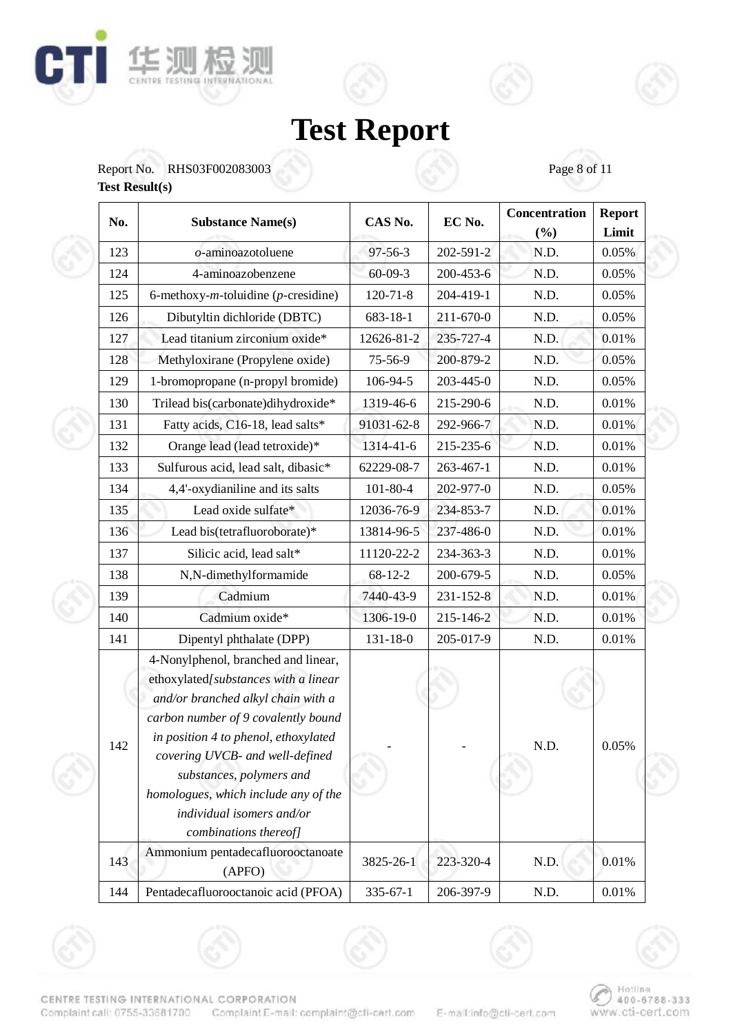# Test Report

Report No. RHS03F002083003

**Test Result(s)**

| No. | Substance Name(s) | CAS No. | EC No. | Concentration (%) | Report Limit |
|---|---|---|---|---|---|
| 123 | *o*-aminoazotoluene | 97-56-3 | 202-591-2 | N.D. | 0.05% |
| 124 | 4-aminoazobenzene | 60-09-3 | 200-453-6 | N.D. | 0.05% |
| 125 | 6-methoxy-*m*-toluidine (*p*-cresidine) | 120-71-8 | 204-419-1 | N.D. | 0.05% |
| 126 | Dibutyltin dichloride (DBTC) | 683-18-1 | 211-670-0 | N.D. | 0.05% |
| 127 | Lead titanium zirconium oxide* | 12626-81-2 | 235-727-4 | N.D. | 0.01% |
| 128 | Methyloxirane (Propylene oxide) | 75-56-9 | 200-879-2 | N.D. | 0.05% |
| 129 | 1-bromopropane (n-propyl bromide) | 106-94-5 | 203-445-0 | N.D. | 0.05% |
| 130 | Trilead bis(carbonate)dihydroxide* | 1319-46-6 | 215-290-6 | N.D. | 0.01% |
| 131 | Fatty acids, C16-18, lead salts* | 91031-62-8 | 292-966-7 | N.D. | 0.01% |
| 132 | Orange lead (lead tetroxide)* | 1314-41-6 | 215-235-6 | N.D. | 0.01% |
| 133 | Sulfurous acid, lead salt, dibasic* | 62229-08-7 | 263-467-1 | N.D. | 0.01% |
| 134 | 4,4'-oxydianiline and its salts | 101-80-4 | 202-977-0 | N.D. | 0.05% |
| 135 | Lead oxide sulfate* | 12036-76-9 | 234-853-7 | N.D. | 0.01% |
| 136 | Lead bis(tetrafluoroborate)* | 13814-96-5 | 237-486-0 | N.D. | 0.01% |
| 137 | Silicic acid, lead salt* | 11120-22-2 | 234-363-3 | N.D. | 0.01% |
| 138 | N,N-dimethylformamide | 68-12-2 | 200-679-5 | N.D. | 0.05% |
| 139 | Cadmium | 7440-43-9 | 231-152-8 | N.D. | 0.01% |
| 140 | Cadmium oxide* | 1306-19-0 | 215-146-2 | N.D. | 0.01% |
| 141 | Dipentyl phthalate (DPP) | 131-18-0 | 205-017-9 | N.D. | 0.01% |
| 142 | 4-Nonylphenol, branched and linear, ethoxylated*[substances with a linear and/or branched alkyl chain with a carbon number of 9 covalently bound in position 4 to phenol, ethoxylated covering UVCB- and well-defined substances, polymers and homologues, which include any of the individual isomers and/or combinations thereof]* | - | - | N.D. | 0.05% |
| 143 | Ammonium pentadecafluorooctanoate (APFO) | 3825-26-1 | 223-320-4 | N.D. | 0.01% |
| 144 | Pentadecafluorooctanoic acid (PFOA) | 335-67-1 | 206-397-9 | N.D. | 0.01% |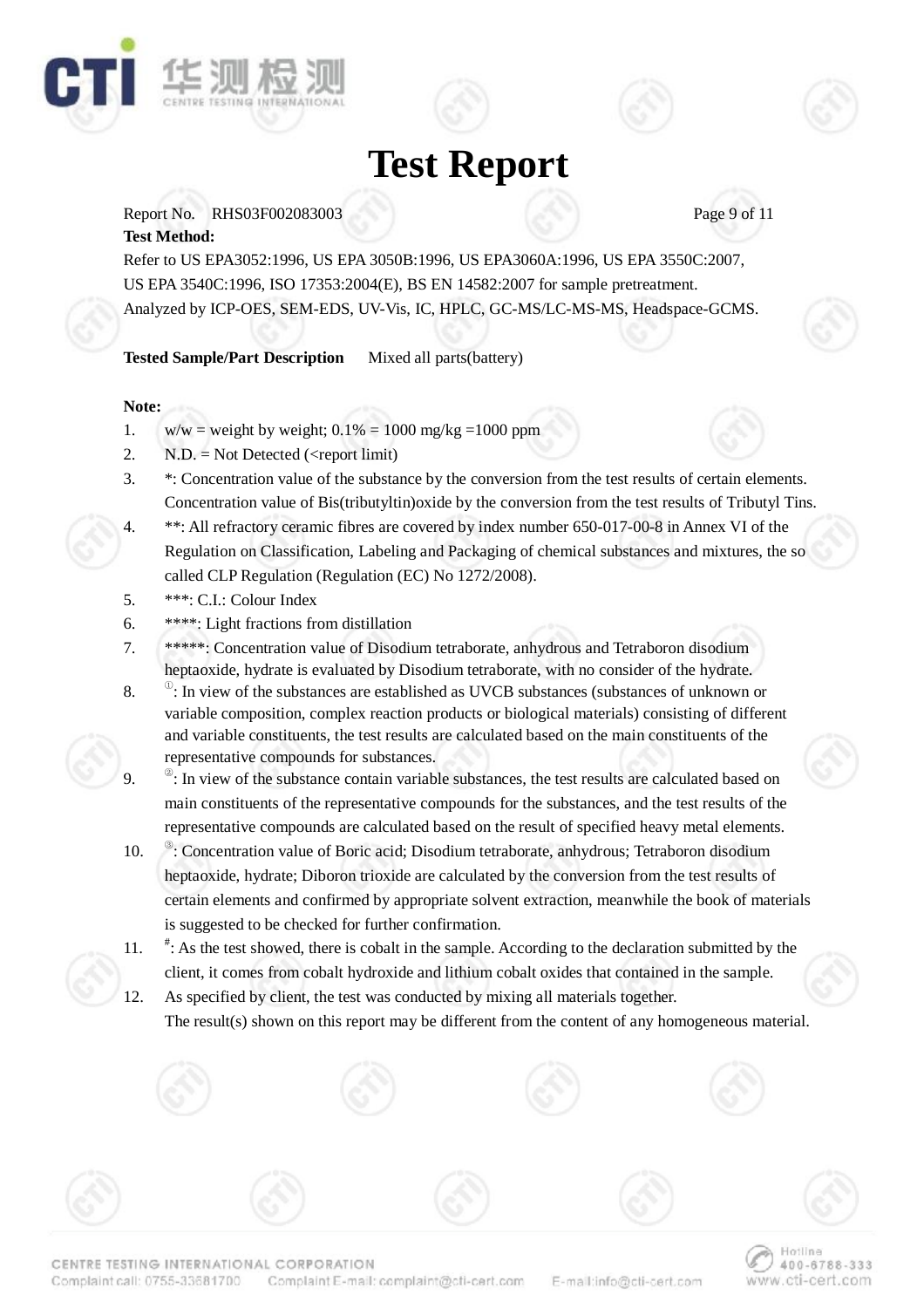# Test Report

Report No. RHS03F002083003

**Test Method:**

Refer to US EPA3052:1996, US EPA 3050B:1996, US EPA3060A:1996, US EPA 3550C:2007, US EPA 3540C:1996, ISO 17353:2004(E), BS EN 14582:2007 for sample pretreatment.
Analyzed by ICP-OES, SEM-EDS, UV-Vis, IC, HPLC, GC-MS/LC-MS-MS, Headspace-GCMS.

**Tested Sample/Part Description** Mixed all parts(battery)

**Note:**

1. w/w = weight by weight; 0.1% = 1000 mg/kg =1000 ppm
2. N.D. = Not Detected (<report limit)
3. *: Concentration value of the substance by the conversion from the test results of certain elements. Concentration value of Bis(tributyltin)oxide by the conversion from the test results of Tributyl Tins.
4. **: All refractory ceramic fibres are covered by index number 650-017-00-8 in Annex VI of the Regulation on Classification, Labeling and Packaging of chemical substances and mixtures, the so called CLP Regulation (Regulation (EC) No 1272/2008).
5. ***: C.I.: Colour Index
6. ****: Light fractions from distillation
7. *****: Concentration value of Disodium tetraborate, anhydrous and Tetraboron disodium heptaoxide, hydrate is evaluated by Disodium tetraborate, with no consider of the hydrate.
8. ①: In view of the substances are established as UVCB substances (substances of unknown or variable composition, complex reaction products or biological materials) consisting of different and variable constituents, the test results are calculated based on the main constituents of the representative compounds for substances.
9. ②: In view of the substance contain variable substances, the test results are calculated based on main constituents of the representative compounds for the substances, and the test results of the representative compounds are calculated based on the result of specified heavy metal elements.
10. ③: Concentration value of Boric acid; Disodium tetraborate, anhydrous; Tetraboron disodium heptaoxide, hydrate; Diboron trioxide are calculated by the conversion from the test results of certain elements and confirmed by appropriate solvent extraction, meanwhile the book of materials is suggested to be checked for further confirmation.
11. #: As the test showed, there is cobalt in the sample. According to the declaration submitted by the client, it comes from cobalt hydroxide and lithium cobalt oxides that contained in the sample.
12. As specified by client, the test was conducted by mixing all materials together.
    The result(s) shown on this report may be different from the content of any homogeneous material.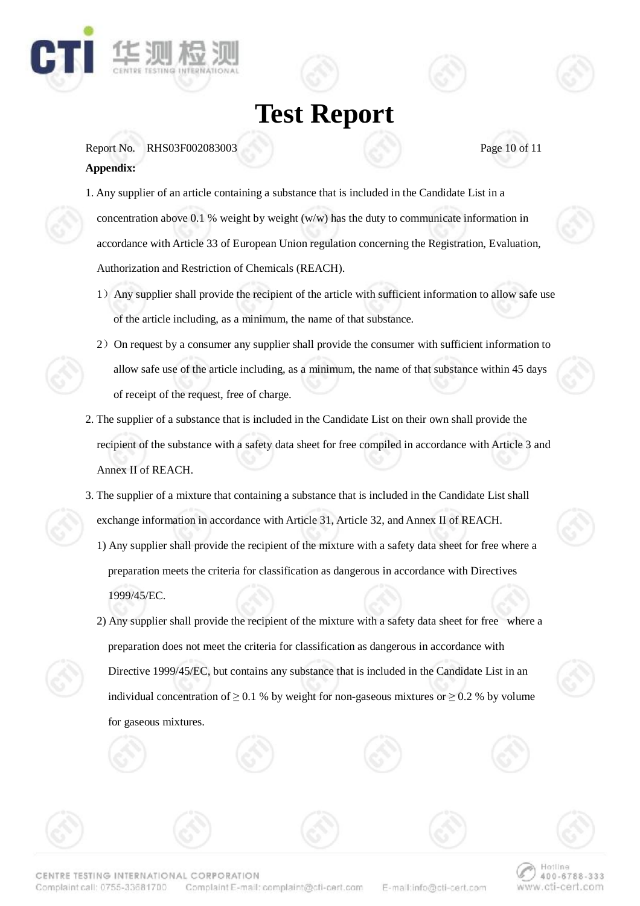# Test Report

Report No. RHS03F002083003

**Appendix:**

1. Any supplier of an article containing a substance that is included in the Candidate List in a concentration above 0.1 % weight by weight (w/w) has the duty to communicate information in accordance with Article 33 of European Union regulation concerning the Registration, Evaluation, Authorization and Restriction of Chemicals (REACH).

   1）Any supplier shall provide the recipient of the article with sufficient information to allow safe use of the article including, as a minimum, the name of that substance.

   2）On request by a consumer any supplier shall provide the consumer with sufficient information to allow safe use of the article including, as a minimum, the name of that substance within 45 days of receipt of the request, free of charge.

2. The supplier of a substance that is included in the Candidate List on their own shall provide the recipient of the substance with a safety data sheet for free compiled in accordance with Article 3 and Annex II of REACH.

3. The supplier of a mixture that containing a substance that is included in the Candidate List shall exchange information in accordance with Article 31, Article 32, and Annex II of REACH.

   1) Any supplier shall provide the recipient of the mixture with a safety data sheet for free where a preparation meets the criteria for classification as dangerous in accordance with Directives 1999/45/EC.

   2) Any supplier shall provide the recipient of the mixture with a safety data sheet for free where a preparation does not meet the criteria for classification as dangerous in accordance with Directive 1999/45/EC, but contains any substance that is included in the Candidate List in an individual concentration of ≥ 0.1 % by weight for non-gaseous mixtures or ≥ 0.2 % by volume for gaseous mixtures.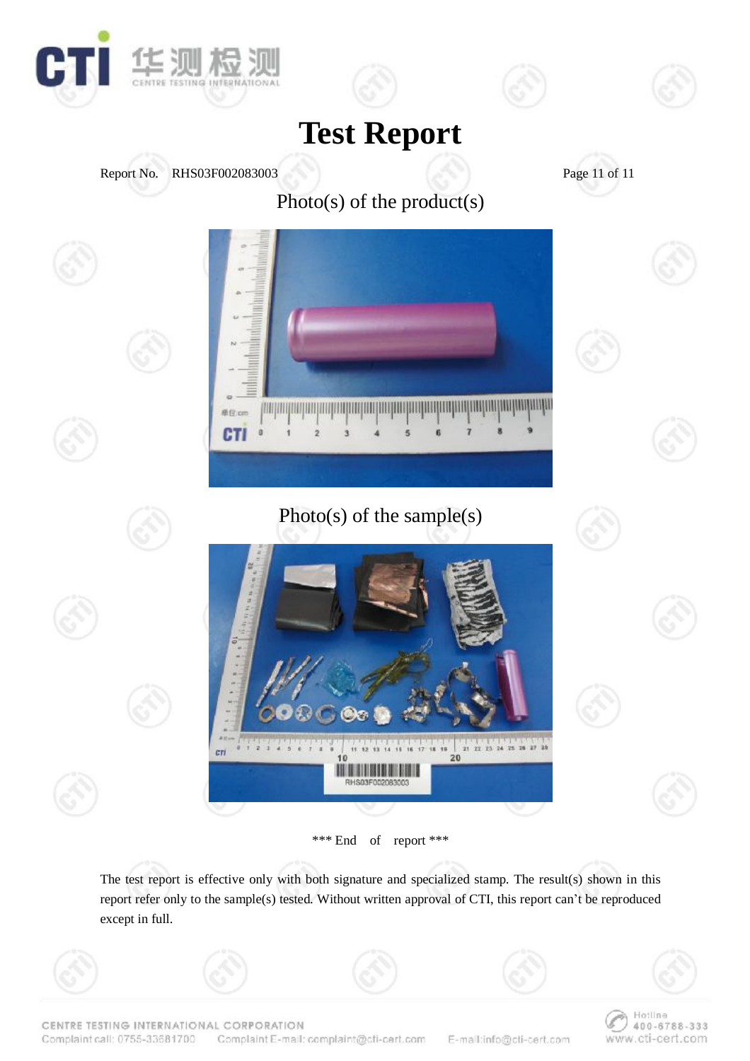# Test Report

Report No. RHS03F002083003

Photo(s) of the product(s)

Photo(s) of the sample(s)

*** End of report ***

The test report is effective only with both signature and specialized stamp. The result(s) shown in this report refer only to the sample(s) tested. Without written approval of CTI, this report can't be reproduced except in full.